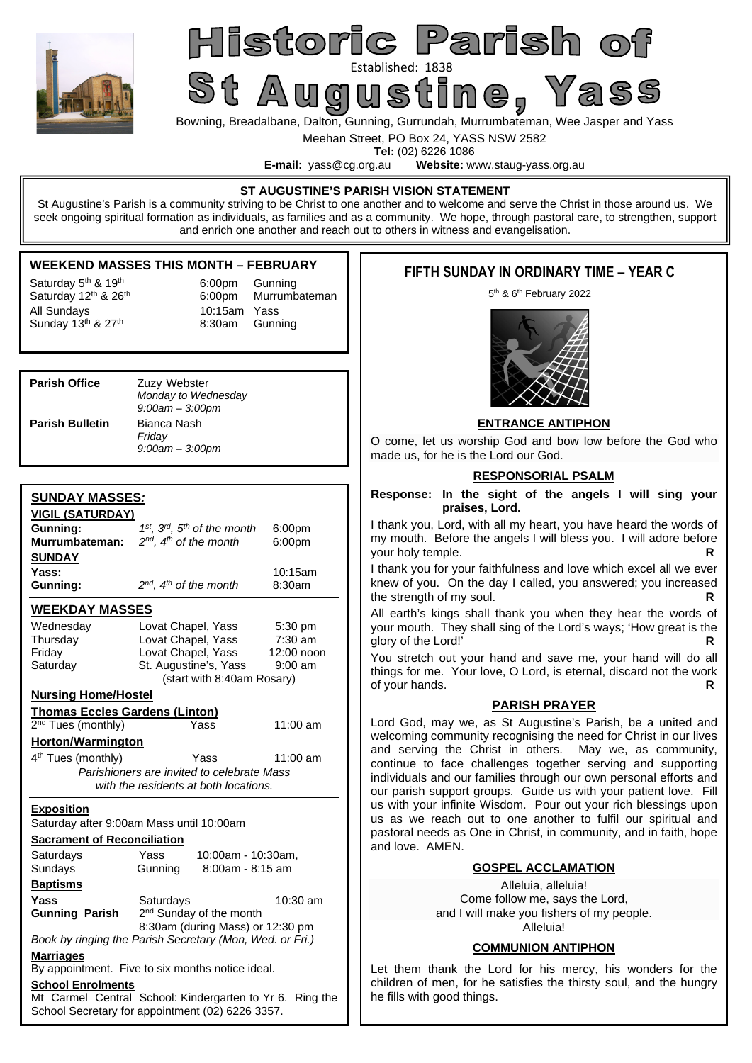# Historic Parish of St Augustine, Yass

Established: 1838

Bowning, Breadalbane, Dalton, Gunning, Gurrundah, Murrumbateman, Wee Jasper and Yass

Meehan Street, PO Box 24, YASS NSW 2582

**Tel:** (02) 6226 1086

**E-mail:** yass@cg.org.au **Website:** www.staug-yass.org.au

**ST AUGUSTINE'S PARISH VISION STATEMENT**

St Augustine's Parish is a community striving to be Christ to one another and to welcome and serve the Christ in those around us. We seek ongoing spiritual formation as individuals, as families and as a community. We hope, through pastoral care, to strengthen, support and enrich one another and reach out to others in witness and evangelisation.

## WEEKEND MASSES THIS MONTH – FEBRUARY

| | | |
|---|---|---|
| Saturday 5th & 19th | 6:00pm | Gunning |
| Saturday 12th & 26th | 6:00pm | Murrumbateman |
| All Sundays | 10:15am | Yass |
| Sunday 13th & 27th | 8:30am | Gunning |

**Parish Office** Zuzy Webster
*Monday to Wednesday*
*9:00am – 3:00pm*

**Parish Bulletin** Bianca Nash
*Friday*
*9:00am – 3:00pm*

## SUNDAY MASSES:

**VIGIL (SATURDAY)**

| | | |
|---|---|---|
| **Gunning:** | *1st, 3rd, 5th of the month* | 6:00pm |
| **Murrumbateman:** | *2nd, 4th of the month* | 6:00pm |

**SUNDAY**

| | | |
|---|---|---|
| **Yass:** | | 10:15am |
| **Gunning:** | *2nd, 4th of the month* | 8:30am |

## WEEKDAY MASSES

| | | |
|---|---|---|
| Wednesday | Lovat Chapel, Yass | 5:30 pm |
| Thursday | Lovat Chapel, Yass | 7:30 am |
| Friday | Lovat Chapel, Yass | 12:00 noon |
| Saturday | St. Augustine's, Yass | 9:00 am |

(start with 8:40am Rosary)

**Nursing Home/Hostel**

**Thomas Eccles Gardens (Linton)**

2nd Tues (monthly) Yass 11:00 am

**Horton/Warmington**

4th Tues (monthly) Yass 11:00 am

*Parishioners are invited to celebrate Mass with the residents at both locations.*

**Exposition**

Saturday after 9:00am Mass until 10:00am

**Sacrament of Reconciliation**

| | | |
|---|---|---|
| Saturdays | Yass | 10:00am - 10:30am, |
| Sundays | Gunning | 8:00am - 8:15 am |

**Baptisms**

**Yass** Saturdays 10:30 am

**Gunning Parish** 2nd Sunday of the month 8:30am (during Mass) or 12:30 pm

*Book by ringing the Parish Secretary (Mon, Wed. or Fri.)*

**Marriages**

By appointment. Five to six months notice ideal.

**School Enrolments**

Mt Carmel Central School: Kindergarten to Yr 6. Ring the School Secretary for appointment (02) 6226 3357.

## FIFTH SUNDAY IN ORDINARY TIME – YEAR C

5th & 6th February 2022

### ENTRANCE ANTIPHON

O come, let us worship God and bow low before the God who made us, for he is the Lord our God.

### RESPONSORIAL PSALM

**Response: In the sight of the angels I will sing your praises, Lord.**

I thank you, Lord, with all my heart, you have heard the words of my mouth. Before the angels I will bless you. I will adore before your holy temple. **R**

I thank you for your faithfulness and love which excel all we ever knew of you. On the day I called, you answered; you increased the strength of my soul. **R**

All earth's kings shall thank you when they hear the words of your mouth. They shall sing of the Lord's ways; 'How great is the glory of the Lord!' **R**

You stretch out your hand and save me, your hand will do all things for me. Your love, O Lord, is eternal, discard not the work of your hands. **R**

### PARISH PRAYER

Lord God, may we, as St Augustine's Parish, be a united and welcoming community recognising the need for Christ in our lives and serving the Christ in others. May we, as community, continue to face challenges together serving and supporting individuals and our families through our own personal efforts and our parish support groups. Guide us with your patient love. Fill us with your infinite Wisdom. Pour out your rich blessings upon us as we reach out to one another to fulfil our spiritual and pastoral needs as One in Christ, in community, and in faith, hope and love. AMEN.

### GOSPEL ACCLAMATION

Alleluia, alleluia!
Come follow me, says the Lord,
and I will make you fishers of my people.
Alleluia!

### COMMUNION ANTIPHON

Let them thank the Lord for his mercy, his wonders for the children of men, for he satisfies the thirsty soul, and the hungry he fills with good things.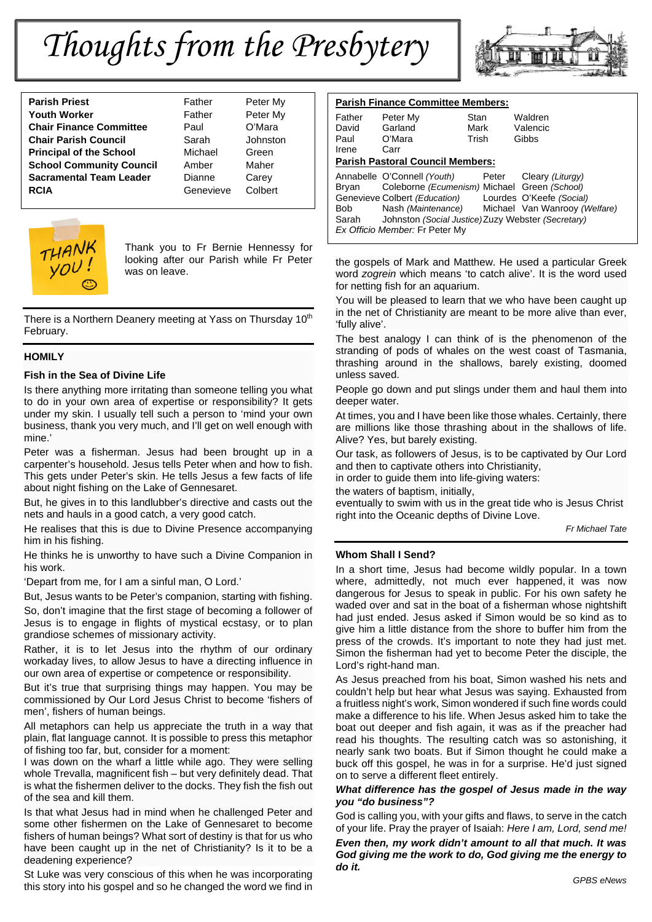# Thoughts from the Presbytery

| | | |
|---|---|---|
| **Parish Priest** | Father | Peter My |
| **Youth Worker** | Father | Peter My |
| **Chair Finance Committee** | Paul | O'Mara |
| **Chair Parish Council** | Sarah | Johnston |
| **Principal of the School** | Michael | Green |
| **School Community Council** | Amber | Maher |
| **Sacramental Team Leader** | Dianne | Carey |
| **RCIA** | Genevieve | Colbert |

**Parish Finance Committee Members:**

| | | | |
|---|---|---|---|
| Father | Peter My | Stan | Waldren |
| David | Garland | Mark | Valencic |
| Paul | O'Mara | Trish | Gibbs |
| Irene | Carr | | |

**Parish Pastoral Council Members:**

| | | | |
|---|---|---|---|
| Annabelle | O'Connell *(Youth)* | Peter | Cleary *(Liturgy)* |
| Bryan | Coleborne *(Ecumenism)* | Michael | Green *(School)* |
| Genevieve | Colbert *(Education)* | Lourdes | O'Keefe *(Social)* |
| Bob | Nash *(Maintenance)* | Michael | Van Wanrooy *(Welfare)* |
| Sarah | Johnston *(Social Justice)* | Zuzy | Webster *(Secretary)* |

*Ex Officio Member:* Fr Peter My

THANK YOU!

Thank you to Fr Bernie Hennessy for looking after our Parish while Fr Peter was on leave.

There is a Northern Deanery meeting at Yass on Thursday 10th February.

## HOMILY

### Fish in the Sea of Divine Life

Is there anything more irritating than someone telling you what to do in your own area of expertise or responsibility? It gets under my skin. I usually tell such a person to 'mind your own business, thank you very much, and I'll get on well enough with mine.'

Peter was a fisherman. Jesus had been brought up in a carpenter's household. Jesus tells Peter when and how to fish. This gets under Peter's skin. He tells Jesus a few facts of life about night fishing on the Lake of Gennesaret.

But, he gives in to this landlubber's directive and casts out the nets and hauls in a good catch, a very good catch.

He realises that this is due to Divine Presence accompanying him in his fishing.

He thinks he is unworthy to have such a Divine Companion in his work.

'Depart from me, for I am a sinful man, O Lord.'

But, Jesus wants to be Peter's companion, starting with fishing.

So, don't imagine that the first stage of becoming a follower of Jesus is to engage in flights of mystical ecstasy, or to plan grandiose schemes of missionary activity.

Rather, it is to let Jesus into the rhythm of our ordinary workaday lives, to allow Jesus to have a directing influence in our own area of expertise or competence or responsibility.

But it's true that surprising things may happen. You may be commissioned by Our Lord Jesus Christ to become 'fishers of men', fishers of human beings.

All metaphors can help us appreciate the truth in a way that plain, flat language cannot. It is possible to press this metaphor of fishing too far, but, consider for a moment:

I was down on the wharf a little while ago. They were selling whole Trevalla, magnificent fish – but very definitely dead. That is what the fishermen deliver to the docks. They fish the fish out of the sea and kill them.

Is that what Jesus had in mind when he challenged Peter and some other fishermen on the Lake of Gennesaret to become fishers of human beings? What sort of destiny is that for us who have been caught up in the net of Christianity? Is it to be a deadening experience?

St Luke was very conscious of this when he was incorporating this story into his gospel and so he changed the word we find in the gospels of Mark and Matthew. He used a particular Greek word *zogrein* which means 'to catch alive'. It is the word used for netting fish for an aquarium.

You will be pleased to learn that we who have been caught up in the net of Christianity are meant to be more alive than ever, 'fully alive'.

The best analogy I can think of is the phenomenon of the stranding of pods of whales on the west coast of Tasmania, thrashing around in the shallows, barely existing, doomed unless saved.

People go down and put slings under them and haul them into deeper water.

At times, you and I have been like those whales. Certainly, there are millions like those thrashing about in the shallows of life. Alive? Yes, but barely existing.

Our task, as followers of Jesus, is to be captivated by Our Lord and then to captivate others into Christianity,
in order to guide them into life-giving waters:
the waters of baptism, initially,
eventually to swim with us in the great tide who is Jesus Christ right into the Oceanic depths of Divine Love.

*Fr Michael Tate*

### Whom Shall I Send?

In a short time, Jesus had become wildly popular. In a town where, admittedly, not much ever happened, it was now dangerous for Jesus to speak in public. For his own safety he waded over and sat in the boat of a fisherman whose nightshift had just ended. Jesus asked if Simon would be so kind as to give him a little distance from the shore to buffer him from the press of the crowds. It's important to note they had just met. Simon the fisherman had yet to become Peter the disciple, the Lord's right-hand man.

As Jesus preached from his boat, Simon washed his nets and couldn't help but hear what Jesus was saying. Exhausted from a fruitless night's work, Simon wondered if such fine words could make a difference to his life. When Jesus asked him to take the boat out deeper and fish again, it was as if the preacher had read his thoughts. The resulting catch was so astonishing, it nearly sank two boats. But if Simon thought he could make a buck off this gospel, he was in for a surprise. He'd just signed on to serve a different fleet entirely.

***What difference has the gospel of Jesus made in the way you "do business"?***

God is calling you, with your gifts and flaws, to serve in the catch of your life. Pray the prayer of Isaiah: *Here I am, Lord, send me!*

***Even then, my work didn't amount to all that much. It was God giving me the work to do, God giving me the energy to do it.***

*GPBS eNews*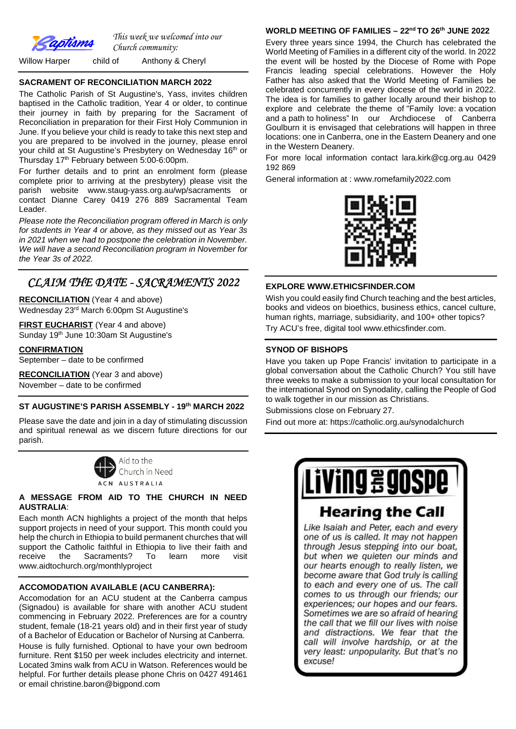## Baptisms

*This week we welcomed into our Church community:*

Willow Harper child of Anthony & Cheryl

### SACRAMENT OF RECONCILIATION MARCH 2022

The Catholic Parish of St Augustine's, Yass, invites children baptised in the Catholic tradition, Year 4 or older, to continue their journey in faith by preparing for the Sacrament of Reconciliation in preparation for their First Holy Communion in June. If you believe your child is ready to take this next step and you are prepared to be involved in the journey, please enrol your child at St Augustine's Presbytery on Wednesday 16th or Thursday 17th February between 5:00-6:00pm.

For further details and to print an enrolment form (please complete prior to arriving at the presbytery) please visit the parish website www.staug-yass.org.au/wp/sacraments or contact Dianne Carey 0419 276 889 Sacramental Team Leader.

*Please note the Reconciliation program offered in March is only for students in Year 4 or above, as they missed out as Year 3s in 2021 when we had to postpone the celebration in November. We will have a second Reconciliation program in November for the Year 3s of 2022.*

## *CLAIM THE DATE - SACRAMENTS 2022*

**RECONCILIATION** (Year 4 and above)
Wednesday 23rd March 6:00pm St Augustine's

**FIRST EUCHARIST** (Year 4 and above)
Sunday 19th June 10:30am St Augustine's

**CONFIRMATION**
September – date to be confirmed

**RECONCILIATION** (Year 3 and above)
November – date to be confirmed

### ST AUGUSTINE'S PARISH ASSEMBLY - 19th MARCH 2022

Please save the date and join in a day of stimulating discussion and spiritual renewal as we discern future directions for our parish.

Aid to the Church in Need
ACN AUSTRALIA

### A MESSAGE FROM AID TO THE CHURCH IN NEED AUSTRALIA:

Each month ACN highlights a project of the month that helps support projects in need of your support. This month could you help the church in Ethiopia to build permanent churches that will support the Catholic faithful in Ethiopia to live their faith and receive the Sacraments? To learn more visit www.aidtochurch.org/monthlyproject

### ACCOMODATION AVAILABLE (ACU CANBERRA):

Accomodation for an ACU student at the Canberra campus (Signadou) is available for share with another ACU student commencing in February 2022. Preferences are for a country student, female (18-21 years old) and in their first year of study of a Bachelor of Education or Bachelor of Nursing at Canberra.

House is fully furnished. Optional to have your own bedroom furniture. Rent $150 per week includes electricity and internet. Located 3mins walk from ACU in Watson. References would be helpful. For further details please phone Chris on 0427 491461 or email christine.baron@bigpond.com

### WORLD MEETING OF FAMILIES – 22nd TO 26th JUNE 2022

Every three years since 1994, the Church has celebrated the World Meeting of Families in a different city of the world. In 2022 the event will be hosted by the Diocese of Rome with Pope Francis leading special celebrations. However the Holy Father has also asked that the World Meeting of Families be celebrated concurrently in every diocese of the world in 2022. The idea is for families to gather locally around their bishop to explore and celebrate the theme of "Family love: a vocation and a path to holiness" In our Archdiocese of Canberra Goulburn it is envisaged that celebrations will happen in three locations: one in Canberra, one in the Eastern Deanery and one in the Western Deanery.

For more local information contact lara.kirk@cg.org.au 0429 192 869

General information at : www.romefamily2022.com

### EXPLORE WWW.ETHICSFINDER.COM

Wish you could easily find Church teaching and the best articles, books and videos on bioethics, business ethics, cancel culture, human rights, marriage, subsidiarity, and 100+ other topics?

Try ACU's free, digital tool www.ethicsfinder.com.

### SYNOD OF BISHOPS

Have you taken up Pope Francis' invitation to participate in a global conversation about the Catholic Church? You still have three weeks to make a submission to your local consultation for the international Synod on Synodality, calling the People of God to walk together in our mission as Christians.

Submissions close on February 27.

Find out more at: https://catholic.org.au/synodalchurch

## Living the gospel

### Hearing the Call

*Like Isaiah and Peter, each and every one of us is called. It may not happen through Jesus stepping into our boat, but when we quieten our minds and our hearts enough to really listen, we become aware that God truly is calling to each and every one of us. The call comes to us through our friends; our experiences; our hopes and our fears. Sometimes we are so afraid of hearing the call that we fill our lives with noise and distractions. We fear that the call will involve hardship, or at the very least: unpopularity. But that's no excuse!*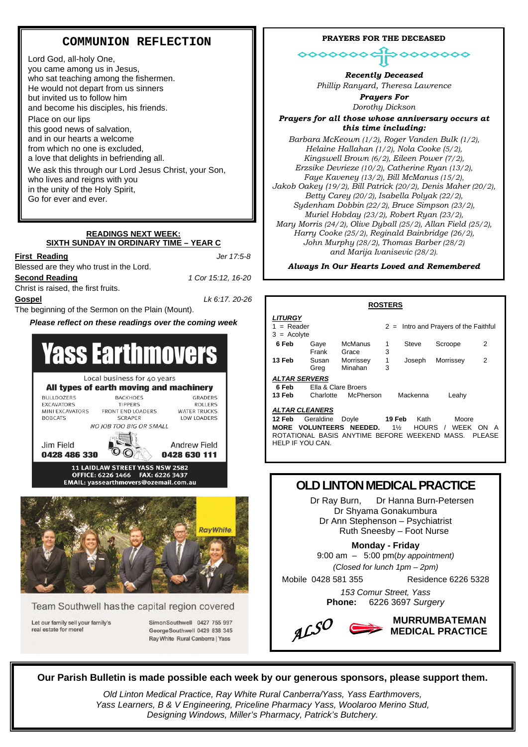## COMMUNION REFLECTION

Lord God, all-holy One,
you came among us in Jesus,
who sat teaching among the fishermen.
He would not depart from us sinners
but invited us to follow him
and become his disciples, his friends.

Place on our lips
this good news of salvation,
and in our hearts a welcome
from which no one is excluded,
a love that delights in befriending all.

We ask this through our Lord Jesus Christ, your Son,
who lives and reigns with you
in the unity of the Holy Spirit,
Go for ever and ever.

**READINGS NEXT WEEK:**
**SIXTH SUNDAY IN ORDINARY TIME – YEAR C**

**First Reading** *Jer 17:5-8*
Blessed are they who trust in the Lord.

**Second Reading** *1 Cor 15:12, 16-20*
Christ is raised, the first fruits.

**Gospel** *Lk 6:17. 20-26*
The beginning of the Sermon on the Plain (Mount).

***Please reflect on these readings over the coming week***

# Yass Earthmovers

Local business for 40 years

**All types of earth moving and machinery**

BULLDOZERS, EXCAVATORS, MINI EXCAVATORS, BOBCATS, BACKHOES, TIPPERS, FRONT END LOADERS, SCRAPER, GRADERS, ROLLERS, WATER TRUCKS, LOW LOADERS

*NO JOB TOO BIG OR SMALL*

Jim Field **0428 486 330** — Andrew Field **0428 630 111**

**11 LAIDLAW STREET YASS NSW 2582**
**OFFICE: 6226 1466 FAX: 6226 3437**
**EMAIL: yassearthmovers@ozemail.com.au**

RayWhite.

Team Southwell has the capital region covered

Let our family sell your family's real estate for more!

Simon Southwell 0427 755 997
George Southwell 0429 838 345
Ray White Rural Canberra | Yass

## PRAYERS FOR THE DECEASED

***Recently Deceased***
*Phillip Ranyard, Theresa Lawrence*

***Prayers For***
*Dorothy Dickson*

***Prayers for all those whose anniversary occurs at this time including:***

*Barbara McKeown (1/2), Roger Vanden Bulk (1/2), Helaine Hallahan (1/2), Nola Cooke (5/2), Kingswell Brown (6/2), Eileen Power (7/2), Erzsike Devrieze (10/2), Catherine Ryan (13/2), Faye Kaveney (13/2), Bill McManus (15/2), Jakob Oakey (19/2), Bill Patrick (20/2), Denis Maher (20/2), Betty Carey (20/2), Isabella Polyak (22/2), Sydenham Dobbin (22/2), Bruce Simpson (23/2), Muriel Hobday (23/2), Robert Ryan (23/2), Mary Morris (24/2), Olive Dyball (25/2), Allan Field (25/2), Harry Cooke (25/2), Reginald Bainbridge (26/2), John Murphy (28/2), Thomas Barber (28/2) and Marija Ivanisevic (28/2).*

***Always In Our Hearts Loved and Remembered***

## ROSTERS

***LITURGY***
1 = Reader 2 = Intro and Prayers of the Faithful
3 = Acolyte

| | | | | | | |
|---|---|---|---|---|---|---|
| **6 Feb** | Gaye McManus | 1 | Steve | Scroope | 2 |
| | Frank Grace | 3 | | | |
| **13 Feb** | Susan Morrissey | 1 | Joseph | Morrissey | 2 |
| | Greg Minahan | 3 | | | |

***ALTAR SERVERS***
**6 Feb** Ella & Clare Broers
**13 Feb** Charlotte McPherson Mackenna Leahy

***ALTAR CLEANERS***
**12 Feb** Geraldine Doyle **19 Feb** Kath Moore

**MORE VOLUNTEERS NEEDED.** 1½ HOURS / WEEK ON A ROTATIONAL BASIS ANYTIME BEFORE WEEKEND MASS. PLEASE HELP IF YOU CAN.

## OLD LINTON MEDICAL PRACTICE

Dr Ray Burn, Dr Hanna Burn-Petersen
Dr Shyama Gonakumbura
Dr Ann Stephenson – Psychiatrist
Ruth Sneesby – Foot Nurse

**Monday - Friday**
9:00 am – 5:00 pm*(by appointment)*
*(Closed for lunch 1pm – 2pm)*

Mobile 0428 581 355 Residence 6226 5328

*153 Comur Street, Yass*
**Phone:** 6226 3697 *Surgery*

*ALSO* **MURRUMBATEMAN MEDICAL PRACTICE**

**Our Parish Bulletin is made possible each week by our generous sponsors, please support them.**

*Old Linton Medical Practice, Ray White Rural Canberra/Yass, Yass Earthmovers, Yass Learners, B & V Engineering, Priceline Pharmacy Yass, Woolaroo Merino Stud, Designing Windows, Miller's Pharmacy, Patrick's Butchery.*